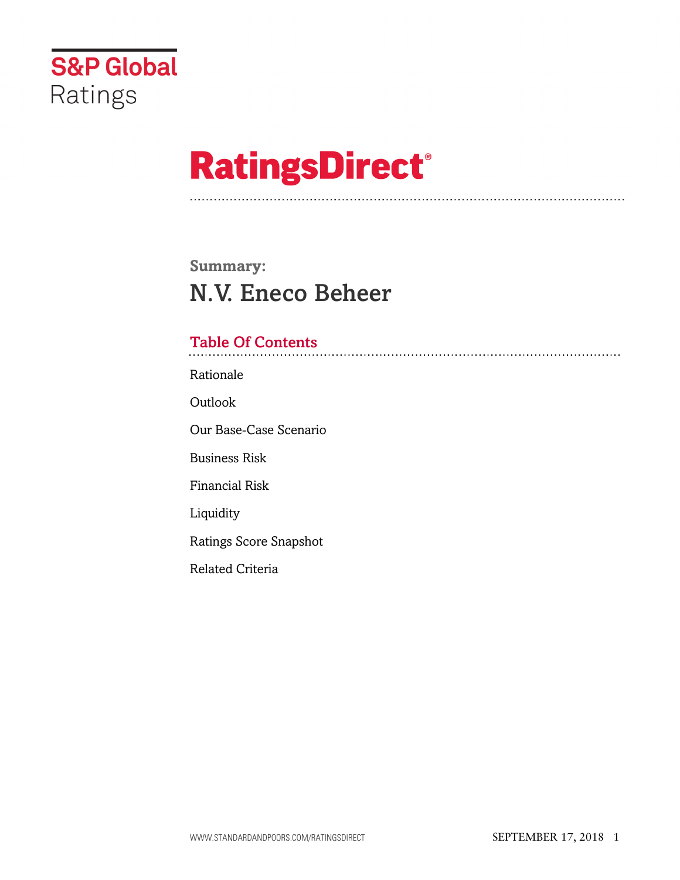S&P Global Ratings

# RatingsDirect®

## Summary:
# N.V. Eneco Beheer

## Table Of Contents

Rationale

Outlook

Our Base-Case Scenario

Business Risk

Financial Risk

Liquidity

Ratings Score Snapshot

Related Criteria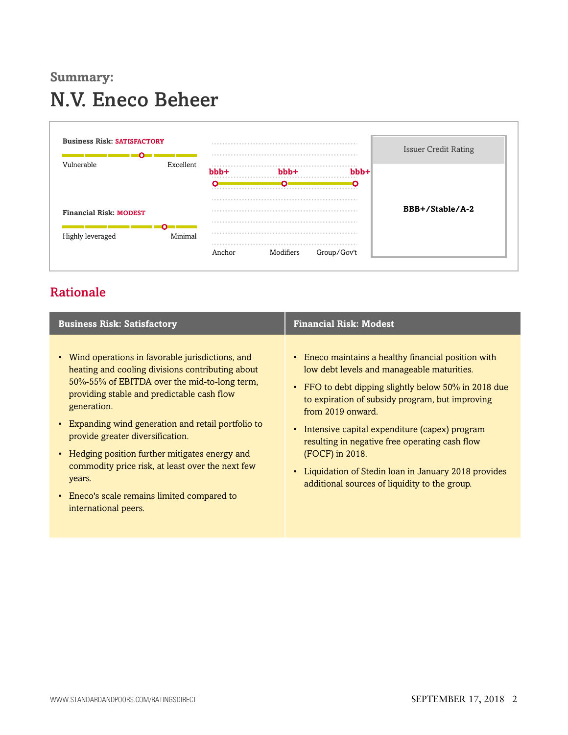# Summary:

# N.V. Eneco Beheer

**Business Risk: SATISFACTORY**

Vulnerable — Excellent

**Financial Risk: MODEST**

Highly leveraged — Minimal

| Anchor | Modifiers | Group/Gov't |
|---|---|---|
| bbb+ | bbb+ | bbb+ |

| Issuer Credit Rating |
|---|
| **BBB+/Stable/A-2** |

## Rationale

| Business Risk: Satisfactory | Financial Risk: Modest |
|---|---|
| • Wind operations in favorable jurisdictions, and heating and cooling divisions contributing about 50%-55% of EBITDA over the mid-to-long term, providing stable and predictable cash flow generation.<br>• Expanding wind generation and retail portfolio to provide greater diversification.<br>• Hedging position further mitigates energy and commodity price risk, at least over the next few years.<br>• Eneco's scale remains limited compared to international peers. | • Eneco maintains a healthy financial position with low debt levels and manageable maturities.<br>• FFO to debt dipping slightly below 50% in 2018 due to expiration of subsidy program, but improving from 2019 onward.<br>• Intensive capital expenditure (capex) program resulting in negative free operating cash flow (FOCF) in 2018.<br>• Liquidation of Stedin loan in January 2018 provides additional sources of liquidity to the group. |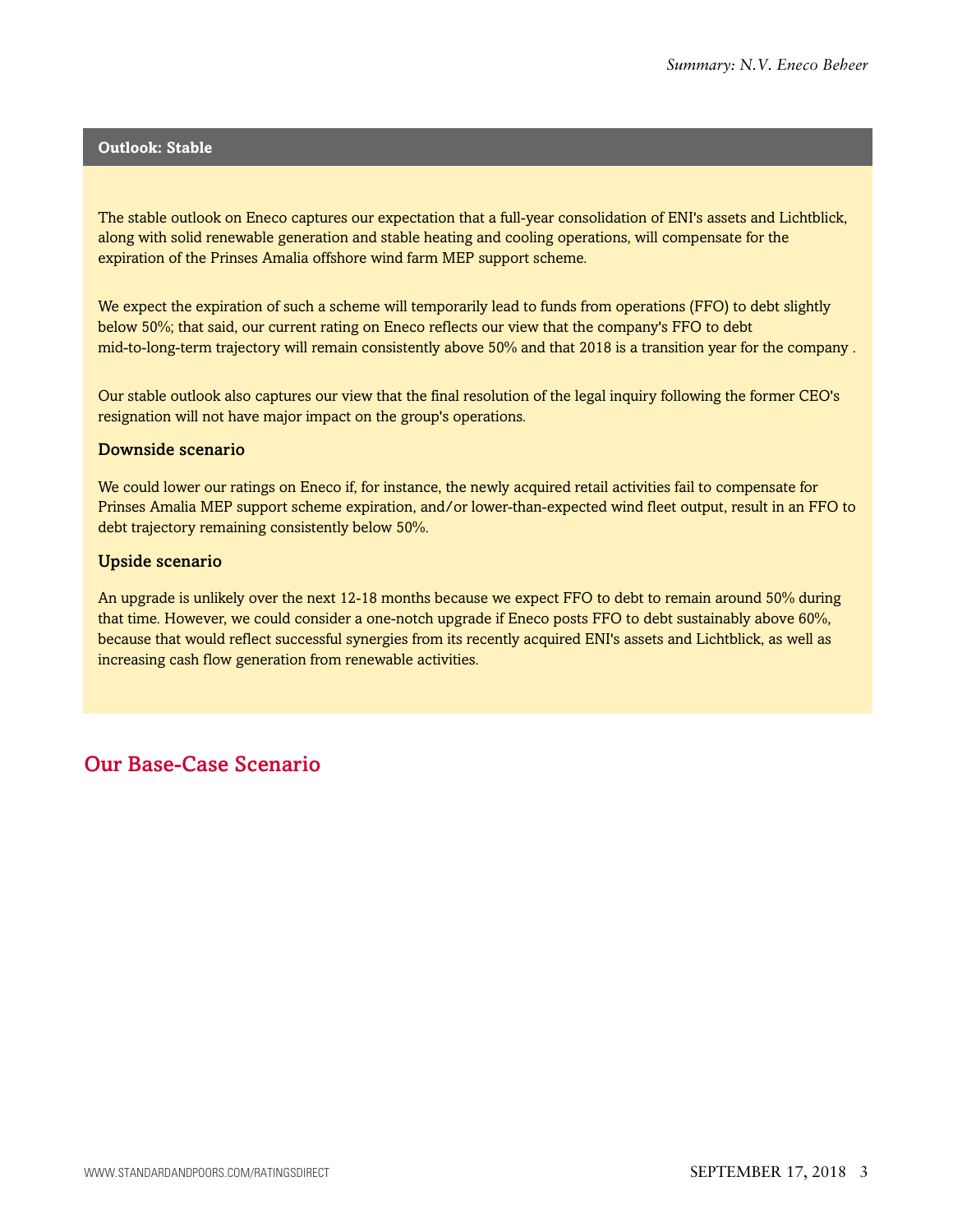## Outlook: Stable

The stable outlook on Eneco captures our expectation that a full-year consolidation of ENI's assets and Lichtblick, along with solid renewable generation and stable heating and cooling operations, will compensate for the expiration of the Prinses Amalia offshore wind farm MEP support scheme.

We expect the expiration of such a scheme will temporarily lead to funds from operations (FFO) to debt slightly below 50%; that said, our current rating on Eneco reflects our view that the company's FFO to debt mid-to-long-term trajectory will remain consistently above 50% and that 2018 is a transition year for the company .

Our stable outlook also captures our view that the final resolution of the legal inquiry following the former CEO's resignation will not have major impact on the group's operations.

### Downside scenario

We could lower our ratings on Eneco if, for instance, the newly acquired retail activities fail to compensate for Prinses Amalia MEP support scheme expiration, and/or lower-than-expected wind fleet output, result in an FFO to debt trajectory remaining consistently below 50%.

### Upside scenario

An upgrade is unlikely over the next 12-18 months because we expect FFO to debt to remain around 50% during that time. However, we could consider a one-notch upgrade if Eneco posts FFO to debt sustainably above 60%, because that would reflect successful synergies from its recently acquired ENI's assets and Lichtblick, as well as increasing cash flow generation from renewable activities.

## Our Base-Case Scenario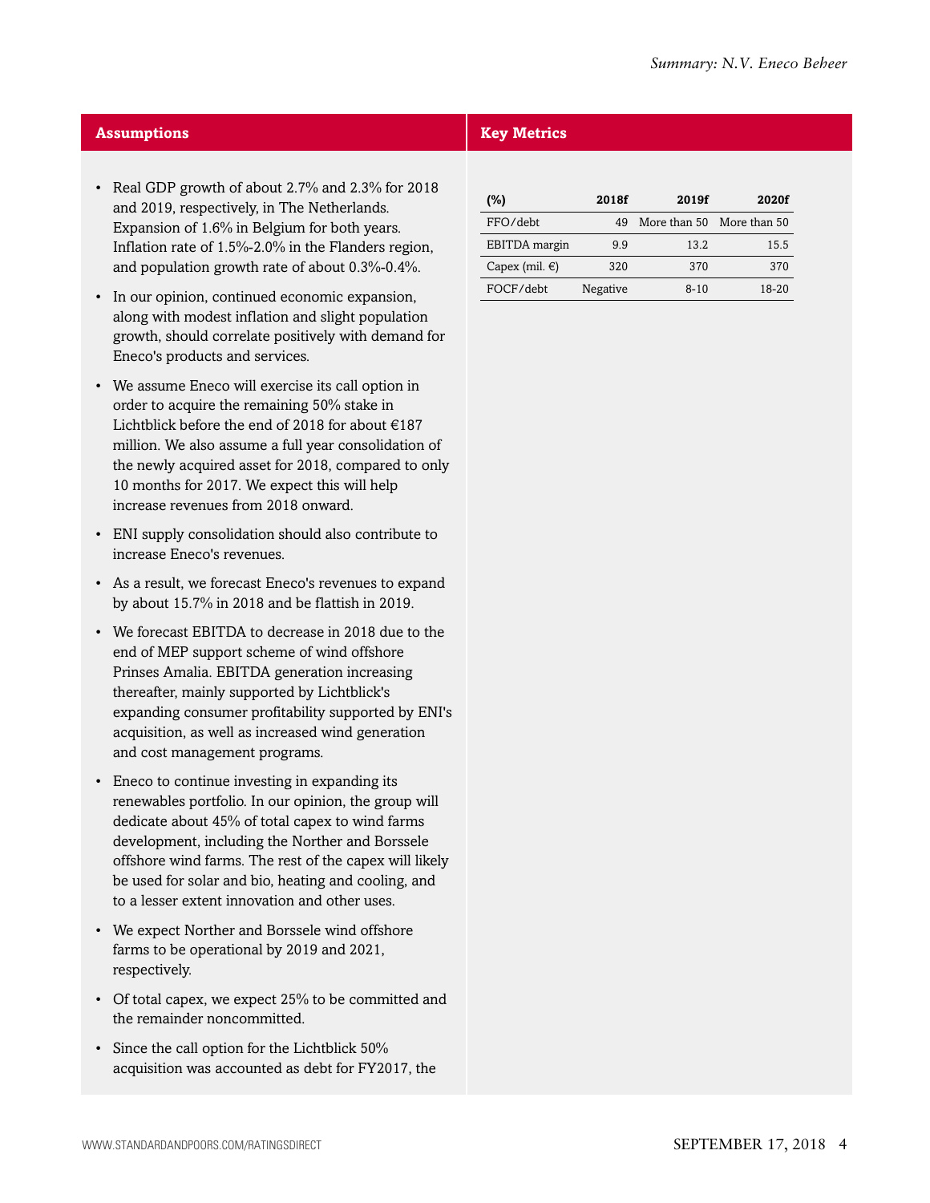## Assumptions

- Real GDP growth of about 2.7% and 2.3% for 2018 and 2019, respectively, in The Netherlands. Expansion of 1.6% in Belgium for both years. Inflation rate of 1.5%-2.0% in the Flanders region, and population growth rate of about 0.3%-0.4%.
- In our opinion, continued economic expansion, along with modest inflation and slight population growth, should correlate positively with demand for Eneco's products and services.
- We assume Eneco will exercise its call option in order to acquire the remaining 50% stake in Lichtblick before the end of 2018 for about €187 million. We also assume a full year consolidation of the newly acquired asset for 2018, compared to only 10 months for 2017. We expect this will help increase revenues from 2018 onward.
- ENI supply consolidation should also contribute to increase Eneco's revenues.
- As a result, we forecast Eneco's revenues to expand by about 15.7% in 2018 and be flattish in 2019.
- We forecast EBITDA to decrease in 2018 due to the end of MEP support scheme of wind offshore Prinses Amalia. EBITDA generation increasing thereafter, mainly supported by Lichtblick's expanding consumer profitability supported by ENI's acquisition, as well as increased wind generation and cost management programs.
- Eneco to continue investing in expanding its renewables portfolio. In our opinion, the group will dedicate about 45% of total capex to wind farms development, including the Norther and Borssele offshore wind farms. The rest of the capex will likely be used for solar and bio, heating and cooling, and to a lesser extent innovation and other uses.
- We expect Norther and Borssele wind offshore farms to be operational by 2019 and 2021, respectively.
- Of total capex, we expect 25% to be committed and the remainder noncommitted.
- Since the call option for the Lichtblick 50% acquisition was accounted as debt for FY2017, the

## Key Metrics

| (%) | 2018f | 2019f | 2020f |
|---|---|---|---|
| FFO/debt | 49 | More than 50 | More than 50 |
| EBITDA margin | 9.9 | 13.2 | 15.5 |
| Capex (mil. €) | 320 | 370 | 370 |
| FOCF/debt | Negative | 8-10 | 18-20 |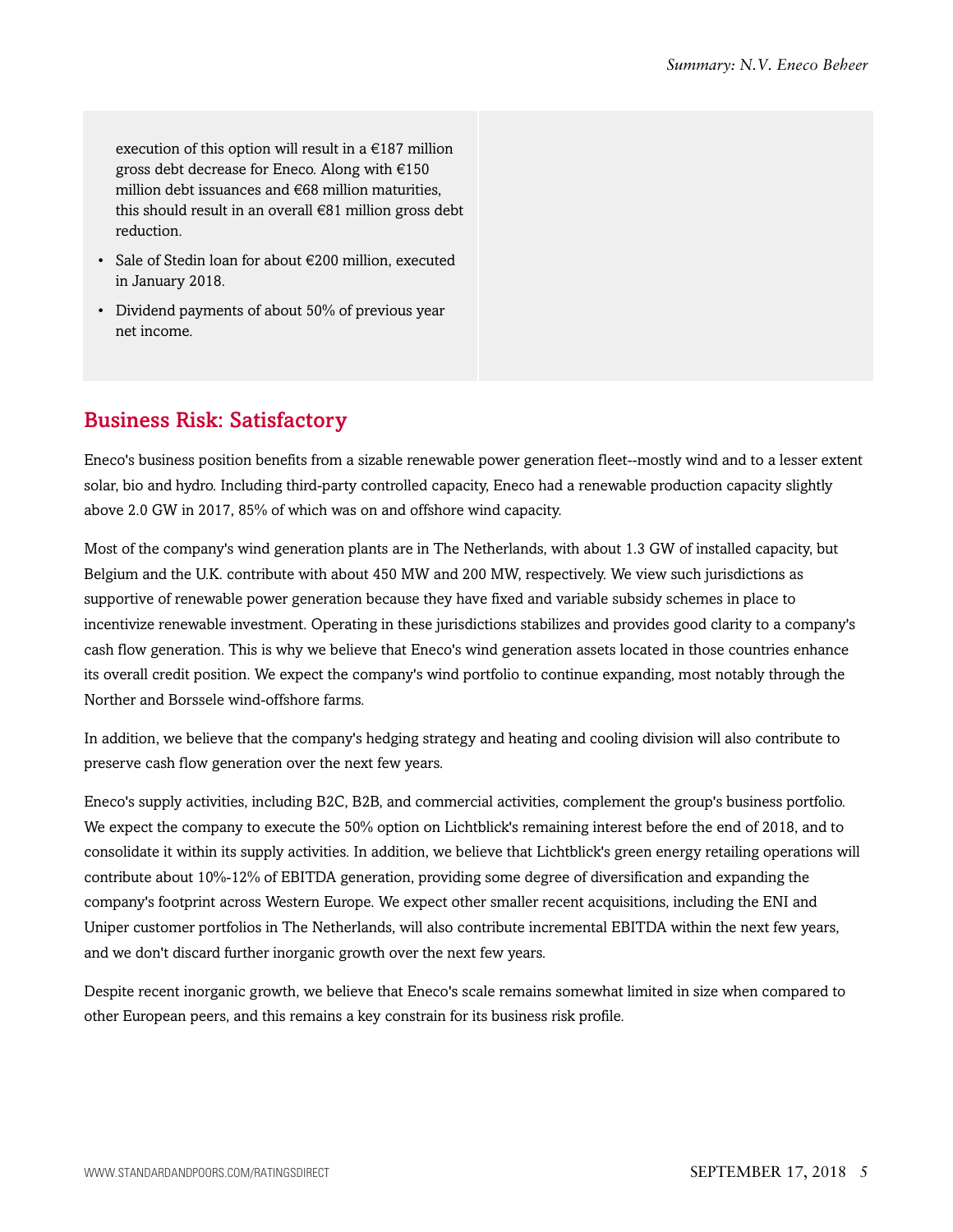execution of this option will result in a €187 million gross debt decrease for Eneco. Along with €150 million debt issuances and €68 million maturities, this should result in an overall €81 million gross debt reduction.

- Sale of Stedin loan for about €200 million, executed in January 2018.
- Dividend payments of about 50% of previous year net income.

## Business Risk: Satisfactory

Eneco's business position benefits from a sizable renewable power generation fleet--mostly wind and to a lesser extent solar, bio and hydro. Including third-party controlled capacity, Eneco had a renewable production capacity slightly above 2.0 GW in 2017, 85% of which was on and offshore wind capacity.

Most of the company's wind generation plants are in The Netherlands, with about 1.3 GW of installed capacity, but Belgium and the U.K. contribute with about 450 MW and 200 MW, respectively. We view such jurisdictions as supportive of renewable power generation because they have fixed and variable subsidy schemes in place to incentivize renewable investment. Operating in these jurisdictions stabilizes and provides good clarity to a company's cash flow generation. This is why we believe that Eneco's wind generation assets located in those countries enhance its overall credit position. We expect the company's wind portfolio to continue expanding, most notably through the Norther and Borssele wind-offshore farms.

In addition, we believe that the company's hedging strategy and heating and cooling division will also contribute to preserve cash flow generation over the next few years.

Eneco's supply activities, including B2C, B2B, and commercial activities, complement the group's business portfolio. We expect the company to execute the 50% option on Lichtblick's remaining interest before the end of 2018, and to consolidate it within its supply activities. In addition, we believe that Lichtblick's green energy retailing operations will contribute about 10%-12% of EBITDA generation, providing some degree of diversification and expanding the company's footprint across Western Europe. We expect other smaller recent acquisitions, including the ENI and Uniper customer portfolios in The Netherlands, will also contribute incremental EBITDA within the next few years, and we don't discard further inorganic growth over the next few years.

Despite recent inorganic growth, we believe that Eneco's scale remains somewhat limited in size when compared to other European peers, and this remains a key constrain for its business risk profile.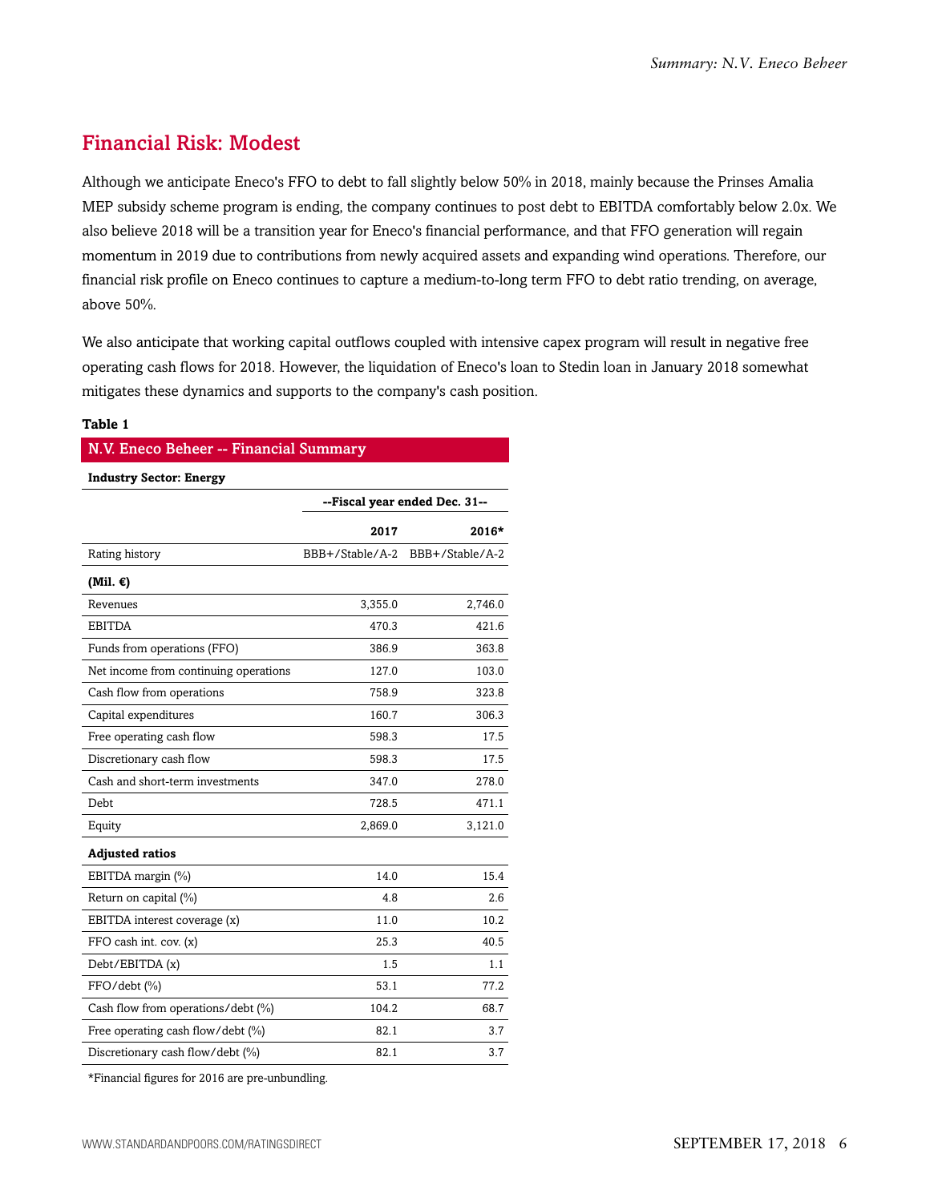## Financial Risk: Modest

Although we anticipate Eneco's FFO to debt to fall slightly below 50% in 2018, mainly because the Prinses Amalia MEP subsidy scheme program is ending, the company continues to post debt to EBITDA comfortably below 2.0x. We also believe 2018 will be a transition year for Eneco's financial performance, and that FFO generation will regain momentum in 2019 due to contributions from newly acquired assets and expanding wind operations. Therefore, our financial risk profile on Eneco continues to capture a medium-to-long term FFO to debt ratio trending, on average, above 50%.

We also anticipate that working capital outflows coupled with intensive capex program will result in negative free operating cash flows for 2018. However, the liquidation of Eneco's loan to Stedin loan in January 2018 somewhat mitigates these dynamics and supports to the company's cash position.

**Table 1**

| N.V. Eneco Beheer -- Financial Summary | | |
|---|---|---|
| **Industry Sector: Energy** | | |
| | **--Fiscal year ended Dec. 31--** | |
| | **2017** | **2016*** |
| Rating history | BBB+/Stable/A-2 | BBB+/Stable/A-2 |
| **(Mil. €)** | | |
| Revenues | 3,355.0 | 2,746.0 |
| EBITDA | 470.3 | 421.6 |
| Funds from operations (FFO) | 386.9 | 363.8 |
| Net income from continuing operations | 127.0 | 103.0 |
| Cash flow from operations | 758.9 | 323.8 |
| Capital expenditures | 160.7 | 306.3 |
| Free operating cash flow | 598.3 | 17.5 |
| Discretionary cash flow | 598.3 | 17.5 |
| Cash and short-term investments | 347.0 | 278.0 |
| Debt | 728.5 | 471.1 |
| Equity | 2,869.0 | 3,121.0 |
| **Adjusted ratios** | | |
| EBITDA margin (%) | 14.0 | 15.4 |
| Return on capital (%) | 4.8 | 2.6 |
| EBITDA interest coverage (x) | 11.0 | 10.2 |
| FFO cash int. cov. (x) | 25.3 | 40.5 |
| Debt/EBITDA (x) | 1.5 | 1.1 |
| FFO/debt (%) | 53.1 | 77.2 |
| Cash flow from operations/debt (%) | 104.2 | 68.7 |
| Free operating cash flow/debt (%) | 82.1 | 3.7 |
| Discretionary cash flow/debt (%) | 82.1 | 3.7 |

*Financial figures for 2016 are pre-unbundling.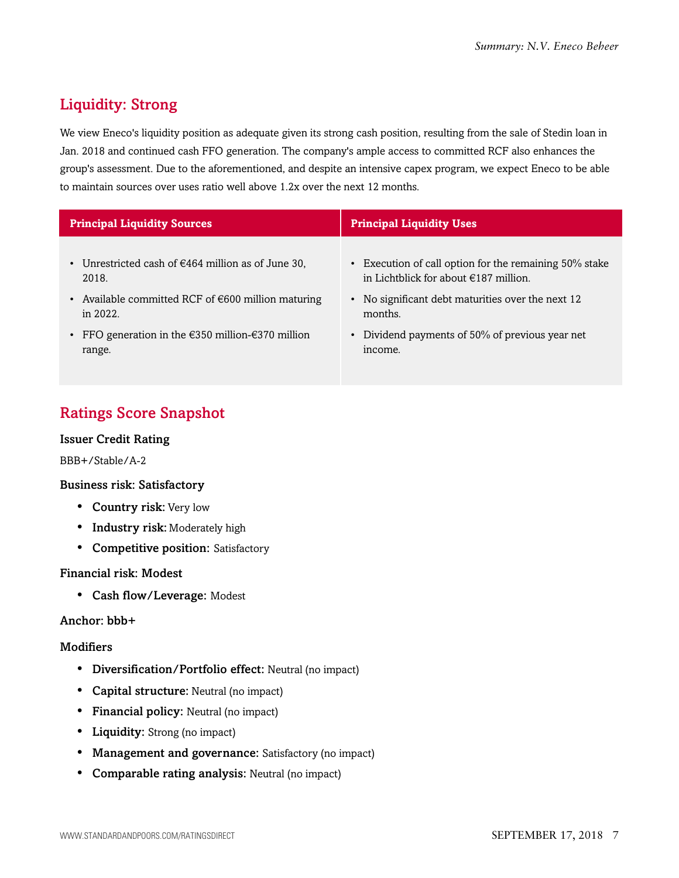## Liquidity: Strong

We view Eneco's liquidity position as adequate given its strong cash position, resulting from the sale of Stedin loan in Jan. 2018 and continued cash FFO generation. The company's ample access to committed RCF also enhances the group's assessment. Due to the aforementioned, and despite an intensive capex program, we expect Eneco to be able to maintain sources over uses ratio well above 1.2x over the next 12 months.

| Principal Liquidity Sources | Principal Liquidity Uses |
|---|---|
| • Unrestricted cash of €464 million as of June 30, 2018.<br>• Available committed RCF of €600 million maturing in 2022.<br>• FFO generation in the €350 million-€370 million range. | • Execution of call option for the remaining 50% stake in Lichtblick for about €187 million.<br>• No significant debt maturities over the next 12 months.<br>• Dividend payments of 50% of previous year net income. |

## Ratings Score Snapshot

### Issuer Credit Rating

BBB+/Stable/A-2

### Business risk: Satisfactory

- **Country risk:** Very low
- **Industry risk:** Moderately high
- **Competitive position:** Satisfactory

### Financial risk: Modest

- **Cash flow/Leverage:** Modest

### Anchor: bbb+

### Modifiers

- **Diversification/Portfolio effect:** Neutral (no impact)
- **Capital structure:** Neutral (no impact)
- **Financial policy:** Neutral (no impact)
- **Liquidity:** Strong (no impact)
- **Management and governance:** Satisfactory (no impact)
- **Comparable rating analysis:** Neutral (no impact)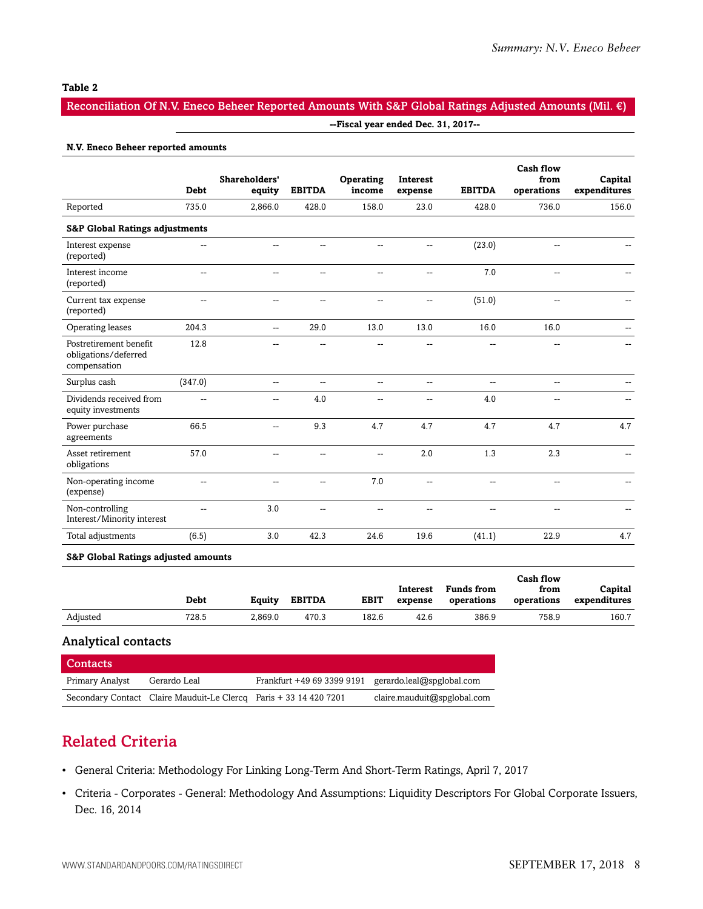**Table 2**

**Reconciliation Of N.V. Eneco Beheer Reported Amounts With S&P Global Ratings Adjusted Amounts (Mil. €)**

| | --Fiscal year ended Dec. 31, 2017-- | | | | | | | |
|---|---|---|---|---|---|---|---|---|
| **N.V. Eneco Beheer reported amounts** | | | | | | | | |
| | **Debt** | **Shareholders' equity** | **EBITDA** | **Operating income** | **Interest expense** | **EBITDA** | **Cash flow from operations** | **Capital expenditures** |
| Reported | 735.0 | 2,866.0 | 428.0 | 158.0 | 23.0 | 428.0 | 736.0 | 156.0 |
| **S&P Global Ratings adjustments** | | | | | | | | |
| Interest expense (reported) | -- | -- | -- | -- | -- | (23.0) | -- | -- |
| Interest income (reported) | -- | -- | -- | -- | -- | 7.0 | -- | -- |
| Current tax expense (reported) | -- | -- | -- | -- | -- | (51.0) | -- | -- |
| Operating leases | 204.3 | -- | 29.0 | 13.0 | 13.0 | 16.0 | 16.0 | -- |
| Postretirement benefit obligations/deferred compensation | 12.8 | -- | -- | -- | -- | -- | -- | -- |
| Surplus cash | (347.0) | -- | -- | -- | -- | -- | -- | -- |
| Dividends received from equity investments | -- | -- | 4.0 | -- | -- | 4.0 | -- | -- |
| Power purchase agreements | 66.5 | -- | 9.3 | 4.7 | 4.7 | 4.7 | 4.7 | 4.7 |
| Asset retirement obligations | 57.0 | -- | -- | -- | 2.0 | 1.3 | 2.3 | -- |
| Non-operating income (expense) | -- | -- | -- | 7.0 | -- | -- | -- | -- |
| Non-controlling Interest/Minority interest | -- | 3.0 | -- | -- | -- | -- | -- | -- |
| Total adjustments | (6.5) | 3.0 | 42.3 | 24.6 | 19.6 | (41.1) | 22.9 | 4.7 |
| **S&P Global Ratings adjusted amounts** | | | | | | | | |
| | **Debt** | **Equity** | **EBITDA** | **EBIT** | **Interest expense** | **Funds from operations** | **Cash flow from operations** | **Capital expenditures** |
| Adjusted | 728.5 | 2,869.0 | 470.3 | 182.6 | 42.6 | 386.9 | 758.9 | 160.7 |

## Analytical contacts

| Contacts | | | |
|---|---|---|---|
| Primary Analyst | Gerardo Leal | Frankfurt +49 69 3399 9191 | gerardo.leal@spglobal.com |
| Secondary Contact | Claire Mauduit-Le Clercq | Paris + 33 14 420 7201 | claire.mauduit@spglobal.com |

# Related Criteria

- General Criteria: Methodology For Linking Long-Term And Short-Term Ratings, April 7, 2017
- Criteria - Corporates - General: Methodology And Assumptions: Liquidity Descriptors For Global Corporate Issuers, Dec. 16, 2014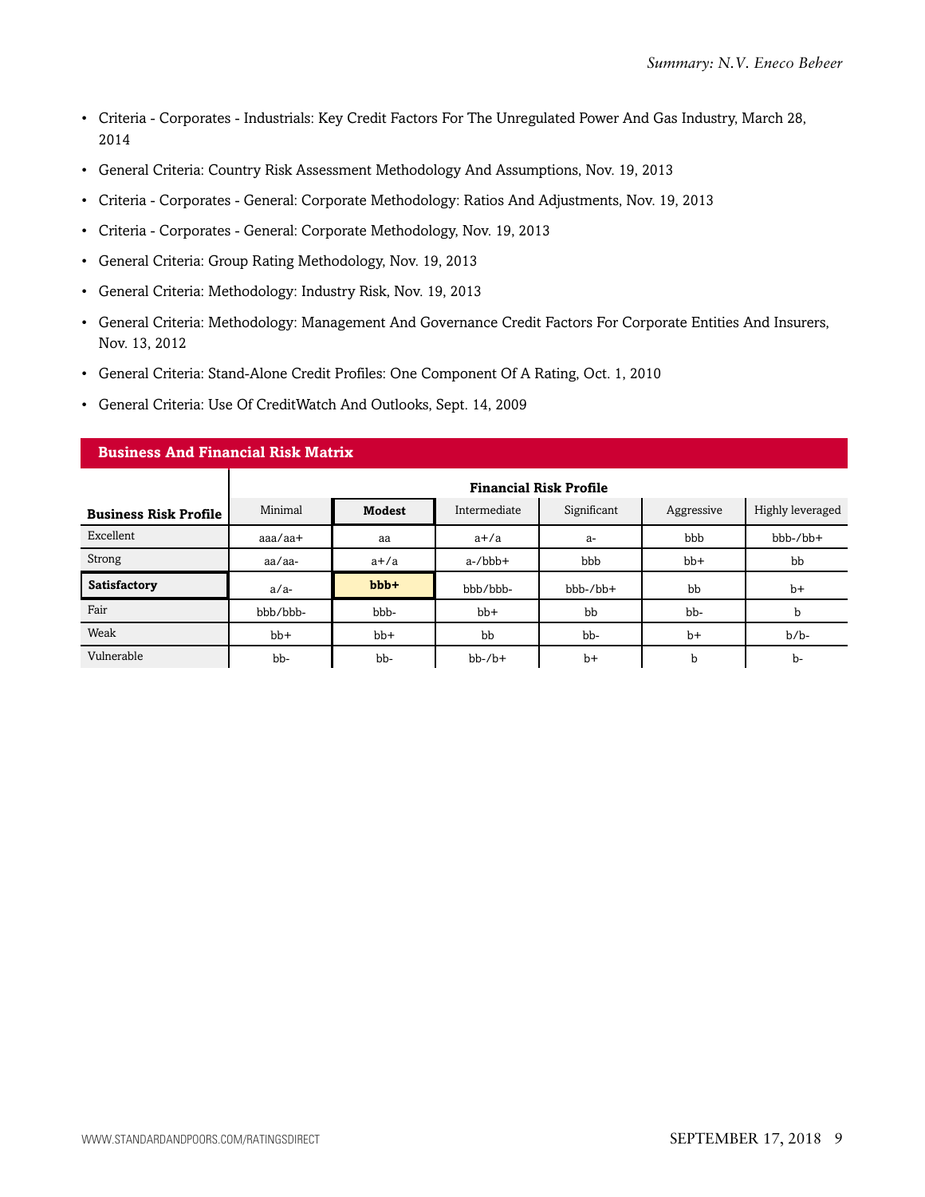- Criteria - Corporates - Industrials: Key Credit Factors For The Unregulated Power And Gas Industry, March 28, 2014
- General Criteria: Country Risk Assessment Methodology And Assumptions, Nov. 19, 2013
- Criteria - Corporates - General: Corporate Methodology: Ratios And Adjustments, Nov. 19, 2013
- Criteria - Corporates - General: Corporate Methodology, Nov. 19, 2013
- General Criteria: Group Rating Methodology, Nov. 19, 2013
- General Criteria: Methodology: Industry Risk, Nov. 19, 2013
- General Criteria: Methodology: Management And Governance Credit Factors For Corporate Entities And Insurers, Nov. 13, 2012
- General Criteria: Stand-Alone Credit Profiles: One Component Of A Rating, Oct. 1, 2010
- General Criteria: Use Of CreditWatch And Outlooks, Sept. 14, 2009

**Business And Financial Risk Matrix**

| | Financial Risk Profile | | | | | |
|---|---|---|---|---|---|---|
| **Business Risk Profile** | Minimal | **Modest** | Intermediate | Significant | Aggressive | Highly leveraged |
| Excellent | aaa/aa+ | aa | a+/a | a- | bbb | bbb-/bb+ |
| Strong | aa/aa- | a+/a | a-/bbb+ | bbb | bb+ | bb |
| **Satisfactory** | a/a- | **bbb+** | bbb/bbb- | bbb-/bb+ | bb | b+ |
| Fair | bbb/bbb- | bbb- | bb+ | bb | bb- | b |
| Weak | bb+ | bb+ | bb | bb- | b+ | b/b- |
| Vulnerable | bb- | bb- | bb-/b+ | b+ | b | b- |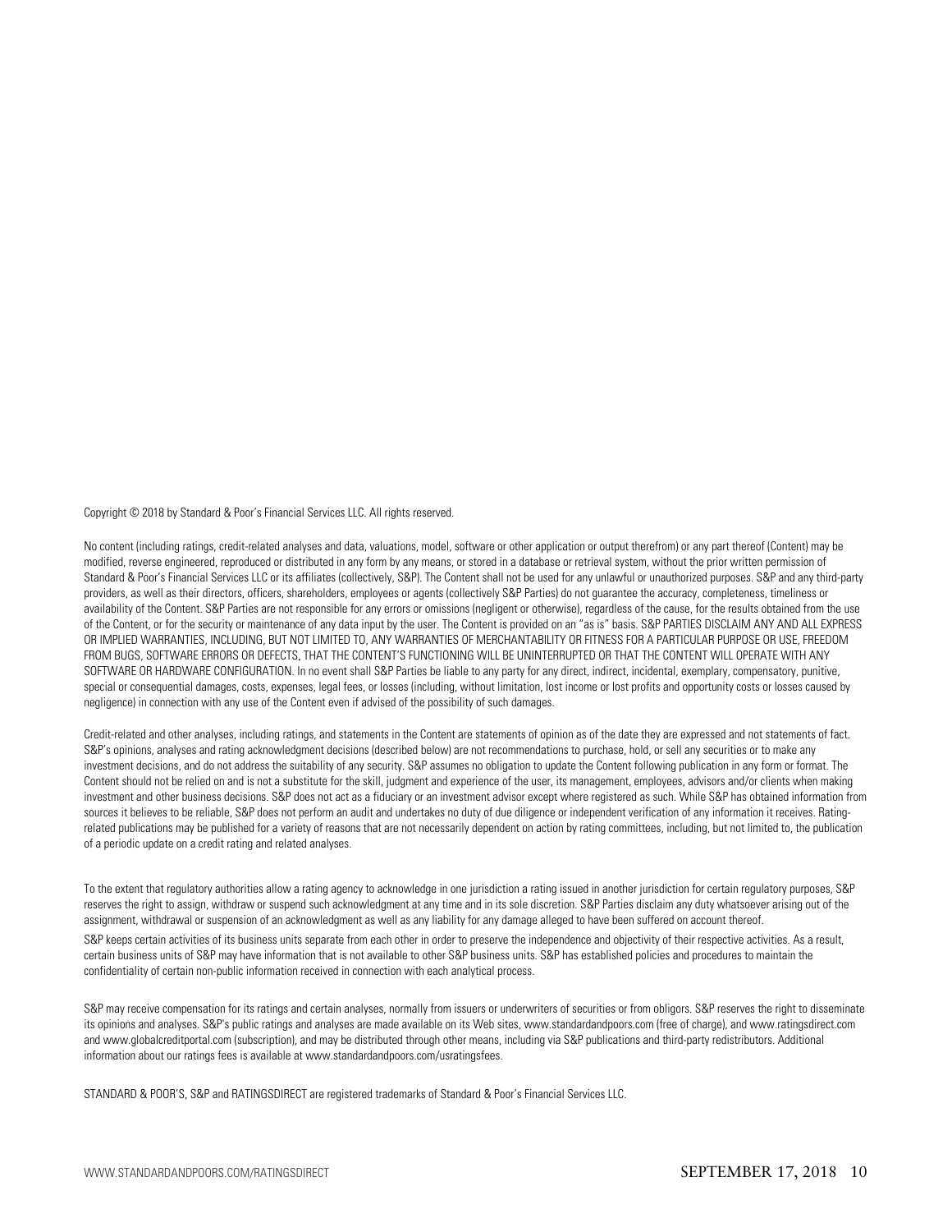Copyright © 2018 by Standard & Poor's Financial Services LLC. All rights reserved.

No content (including ratings, credit-related analyses and data, valuations, model, software or other application or output therefrom) or any part thereof (Content) may be modified, reverse engineered, reproduced or distributed in any form by any means, or stored in a database or retrieval system, without the prior written permission of Standard & Poor's Financial Services LLC or its affiliates (collectively, S&P). The Content shall not be used for any unlawful or unauthorized purposes. S&P and any third-party providers, as well as their directors, officers, shareholders, employees or agents (collectively S&P Parties) do not guarantee the accuracy, completeness, timeliness or availability of the Content. S&P Parties are not responsible for any errors or omissions (negligent or otherwise), regardless of the cause, for the results obtained from the use of the Content, or for the security or maintenance of any data input by the user. The Content is provided on an "as is" basis. S&P PARTIES DISCLAIM ANY AND ALL EXPRESS OR IMPLIED WARRANTIES, INCLUDING, BUT NOT LIMITED TO, ANY WARRANTIES OF MERCHANTABILITY OR FITNESS FOR A PARTICULAR PURPOSE OR USE, FREEDOM FROM BUGS, SOFTWARE ERRORS OR DEFECTS, THAT THE CONTENT'S FUNCTIONING WILL BE UNINTERRUPTED OR THAT THE CONTENT WILL OPERATE WITH ANY SOFTWARE OR HARDWARE CONFIGURATION. In no event shall S&P Parties be liable to any party for any direct, indirect, incidental, exemplary, compensatory, punitive, special or consequential damages, costs, expenses, legal fees, or losses (including, without limitation, lost income or lost profits and opportunity costs or losses caused by negligence) in connection with any use of the Content even if advised of the possibility of such damages.

Credit-related and other analyses, including ratings, and statements in the Content are statements of opinion as of the date they are expressed and not statements of fact. S&P's opinions, analyses and rating acknowledgment decisions (described below) are not recommendations to purchase, hold, or sell any securities or to make any investment decisions, and do not address the suitability of any security. S&P assumes no obligation to update the Content following publication in any form or format. The Content should not be relied on and is not a substitute for the skill, judgment and experience of the user, its management, employees, advisors and/or clients when making investment and other business decisions. S&P does not act as a fiduciary or an investment advisor except where registered as such. While S&P has obtained information from sources it believes to be reliable, S&P does not perform an audit and undertakes no duty of due diligence or independent verification of any information it receives. Rating-related publications may be published for a variety of reasons that are not necessarily dependent on action by rating committees, including, but not limited to, the publication of a periodic update on a credit rating and related analyses.

To the extent that regulatory authorities allow a rating agency to acknowledge in one jurisdiction a rating issued in another jurisdiction for certain regulatory purposes, S&P reserves the right to assign, withdraw or suspend such acknowledgment at any time and in its sole discretion. S&P Parties disclaim any duty whatsoever arising out of the assignment, withdrawal or suspension of an acknowledgment as well as any liability for any damage alleged to have been suffered on account thereof.

S&P keeps certain activities of its business units separate from each other in order to preserve the independence and objectivity of their respective activities. As a result, certain business units of S&P may have information that is not available to other S&P business units. S&P has established policies and procedures to maintain the confidentiality of certain non-public information received in connection with each analytical process.

S&P may receive compensation for its ratings and certain analyses, normally from issuers or underwriters of securities or from obligors. S&P reserves the right to disseminate its opinions and analyses. S&P's public ratings and analyses are made available on its Web sites, www.standardandpoors.com (free of charge), and www.ratingsdirect.com and www.globalcreditportal.com (subscription), and may be distributed through other means, including via S&P publications and third-party redistributors. Additional information about our ratings fees is available at www.standardandpoors.com/usratingsfees.

STANDARD & POOR'S, S&P and RATINGSDIRECT are registered trademarks of Standard & Poor's Financial Services LLC.